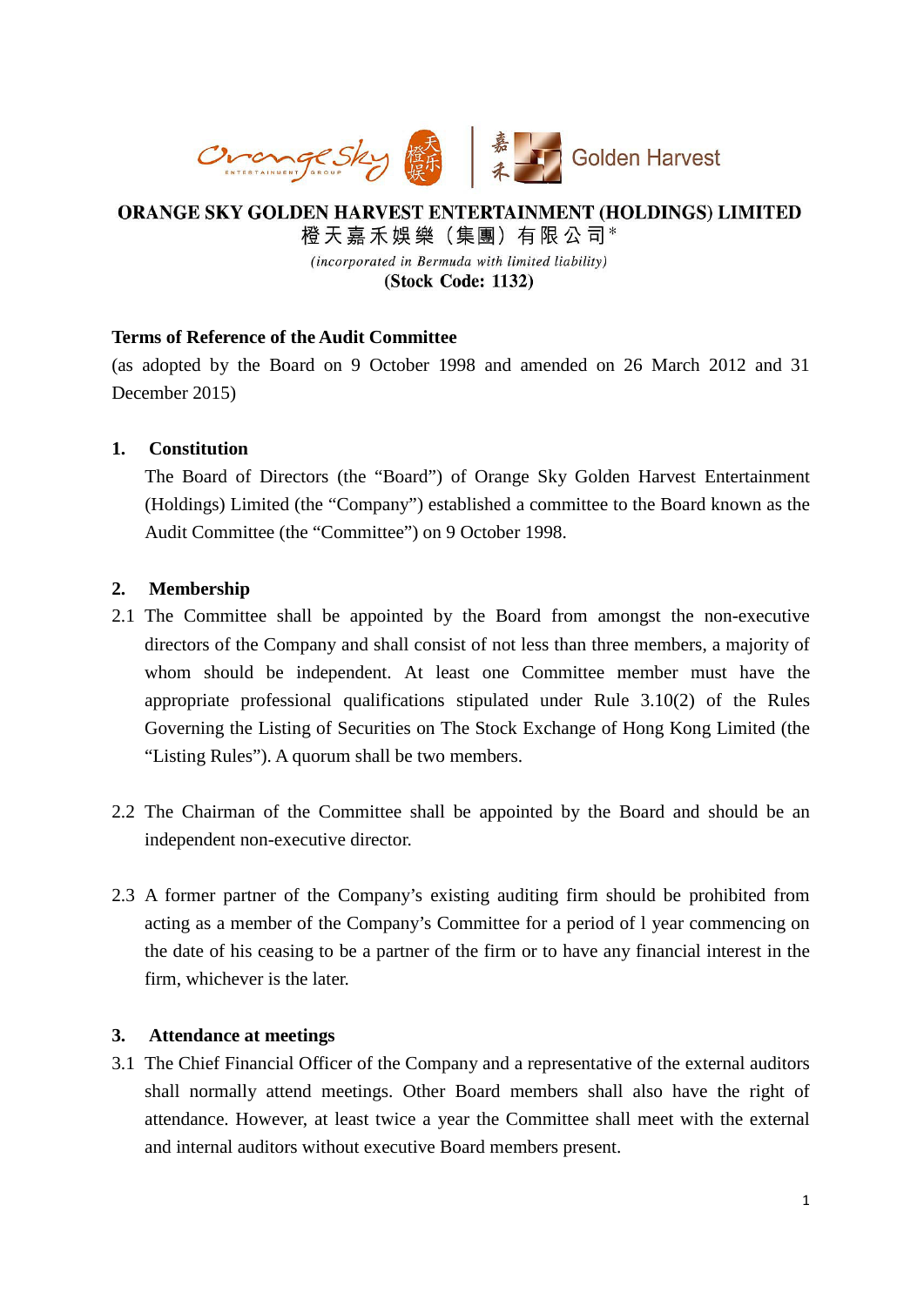**ORANGE SKY GOLDEN HARVEST ENTERTAINMENT (HOLDINGS) LIMITED**

橙天嘉禾娛樂（集團）有限公司*

*(incorporated in Bermuda with limited liability)*

**(Stock Code: 1132)**

**Terms of Reference of the Audit Committee**

(as adopted by the Board on 9 October 1998 and amended on 26 March 2012 and 31 December 2015)

## 1. Constitution

The Board of Directors (the "Board") of Orange Sky Golden Harvest Entertainment (Holdings) Limited (the "Company") established a committee to the Board known as the Audit Committee (the "Committee") on 9 October 1998.

## 2. Membership

2.1 The Committee shall be appointed by the Board from amongst the non-executive directors of the Company and shall consist of not less than three members, a majority of whom should be independent. At least one Committee member must have the appropriate professional qualifications stipulated under Rule 3.10(2) of the Rules Governing the Listing of Securities on The Stock Exchange of Hong Kong Limited (the "Listing Rules"). A quorum shall be two members.

2.2 The Chairman of the Committee shall be appointed by the Board and should be an independent non-executive director.

2.3 A former partner of the Company's existing auditing firm should be prohibited from acting as a member of the Company's Committee for a period of l year commencing on the date of his ceasing to be a partner of the firm or to have any financial interest in the firm, whichever is the later.

## 3. Attendance at meetings

3.1 The Chief Financial Officer of the Company and a representative of the external auditors shall normally attend meetings. Other Board members shall also have the right of attendance. However, at least twice a year the Committee shall meet with the external and internal auditors without executive Board members present.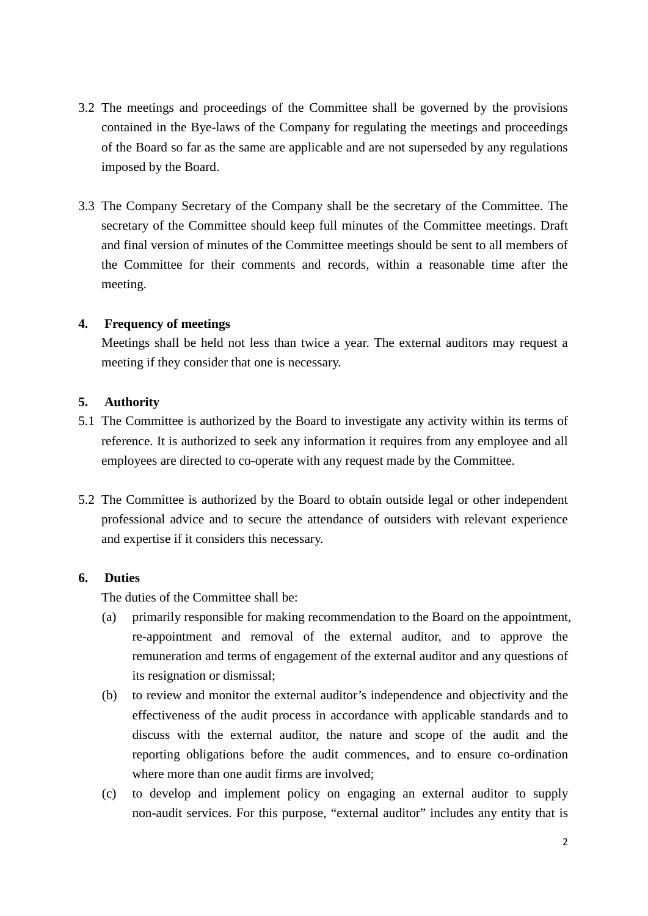3.2 The meetings and proceedings of the Committee shall be governed by the provisions contained in the Bye-laws of the Company for regulating the meetings and proceedings of the Board so far as the same are applicable and are not superseded by any regulations imposed by the Board.

3.3 The Company Secretary of the Company shall be the secretary of the Committee. The secretary of the Committee should keep full minutes of the Committee meetings. Draft and final version of minutes of the Committee meetings should be sent to all members of the Committee for their comments and records, within a reasonable time after the meeting.

**4. Frequency of meetings**

Meetings shall be held not less than twice a year. The external auditors may request a meeting if they consider that one is necessary.

**5. Authority**

5.1 The Committee is authorized by the Board to investigate any activity within its terms of reference. It is authorized to seek any information it requires from any employee and all employees are directed to co-operate with any request made by the Committee.

5.2 The Committee is authorized by the Board to obtain outside legal or other independent professional advice and to secure the attendance of outsiders with relevant experience and expertise if it considers this necessary.

**6. Duties**

The duties of the Committee shall be:

(a) primarily responsible for making recommendation to the Board on the appointment, re-appointment and removal of the external auditor, and to approve the remuneration and terms of engagement of the external auditor and any questions of its resignation or dismissal;

(b) to review and monitor the external auditor's independence and objectivity and the effectiveness of the audit process in accordance with applicable standards and to discuss with the external auditor, the nature and scope of the audit and the reporting obligations before the audit commences, and to ensure co-ordination where more than one audit firms are involved;

(c) to develop and implement policy on engaging an external auditor to supply non-audit services. For this purpose, "external auditor" includes any entity that is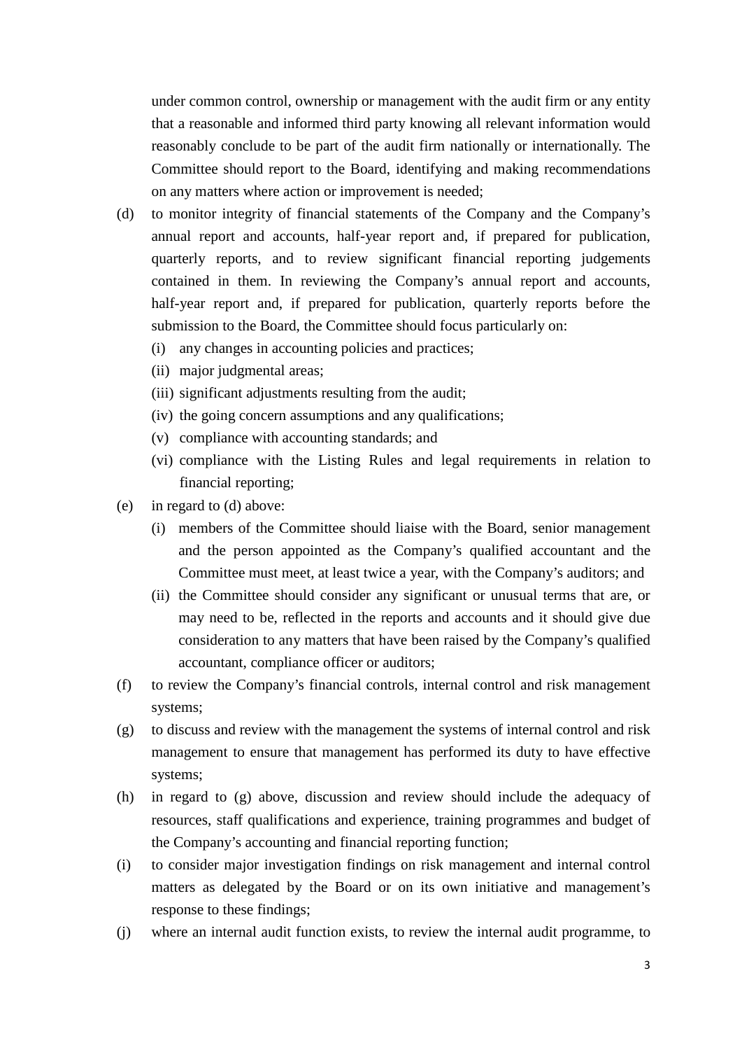under common control, ownership or management with the audit firm or any entity that a reasonable and informed third party knowing all relevant information would reasonably conclude to be part of the audit firm nationally or internationally. The Committee should report to the Board, identifying and making recommendations on any matters where action or improvement is needed;

(d) to monitor integrity of financial statements of the Company and the Company's annual report and accounts, half-year report and, if prepared for publication, quarterly reports, and to review significant financial reporting judgements contained in them. In reviewing the Company's annual report and accounts, half-year report and, if prepared for publication, quarterly reports before the submission to the Board, the Committee should focus particularly on:
   - (i) any changes in accounting policies and practices;
   - (ii) major judgmental areas;
   - (iii) significant adjustments resulting from the audit;
   - (iv) the going concern assumptions and any qualifications;
   - (v) compliance with accounting standards; and
   - (vi) compliance with the Listing Rules and legal requirements in relation to financial reporting;

(e) in regard to (d) above:
   - (i) members of the Committee should liaise with the Board, senior management and the person appointed as the Company's qualified accountant and the Committee must meet, at least twice a year, with the Company's auditors; and
   - (ii) the Committee should consider any significant or unusual terms that are, or may need to be, reflected in the reports and accounts and it should give due consideration to any matters that have been raised by the Company's qualified accountant, compliance officer or auditors;

(f) to review the Company's financial controls, internal control and risk management systems;

(g) to discuss and review with the management the systems of internal control and risk management to ensure that management has performed its duty to have effective systems;

(h) in regard to (g) above, discussion and review should include the adequacy of resources, staff qualifications and experience, training programmes and budget of the Company's accounting and financial reporting function;

(i) to consider major investigation findings on risk management and internal control matters as delegated by the Board or on its own initiative and management's response to these findings;

(j) where an internal audit function exists, to review the internal audit programme, to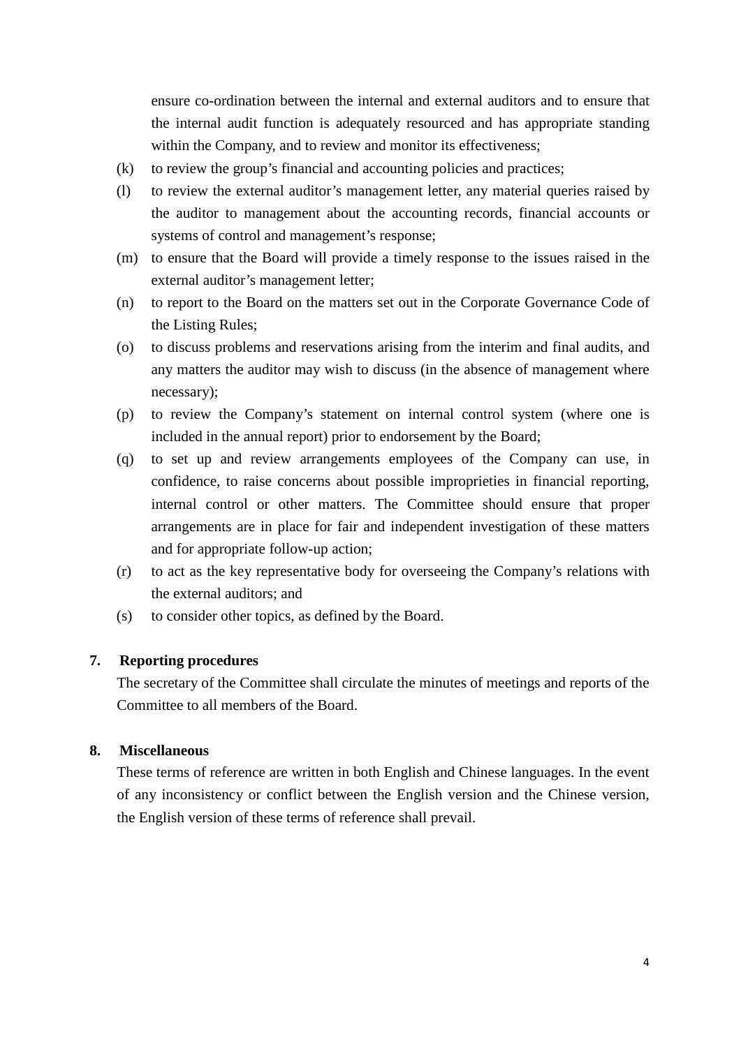ensure co-ordination between the internal and external auditors and to ensure that the internal audit function is adequately resourced and has appropriate standing within the Company, and to review and monitor its effectiveness;

(k) to review the group's financial and accounting policies and practices;

(l) to review the external auditor's management letter, any material queries raised by the auditor to management about the accounting records, financial accounts or systems of control and management's response;

(m) to ensure that the Board will provide a timely response to the issues raised in the external auditor's management letter;

(n) to report to the Board on the matters set out in the Corporate Governance Code of the Listing Rules;

(o) to discuss problems and reservations arising from the interim and final audits, and any matters the auditor may wish to discuss (in the absence of management where necessary);

(p) to review the Company's statement on internal control system (where one is included in the annual report) prior to endorsement by the Board;

(q) to set up and review arrangements employees of the Company can use, in confidence, to raise concerns about possible improprieties in financial reporting, internal control or other matters. The Committee should ensure that proper arrangements are in place for fair and independent investigation of these matters and for appropriate follow-up action;

(r) to act as the key representative body for overseeing the Company's relations with the external auditors; and

(s) to consider other topics, as defined by the Board.

**7. Reporting procedures**

The secretary of the Committee shall circulate the minutes of meetings and reports of the Committee to all members of the Board.

**8. Miscellaneous**

These terms of reference are written in both English and Chinese languages. In the event of any inconsistency or conflict between the English version and the Chinese version, the English version of these terms of reference shall prevail.